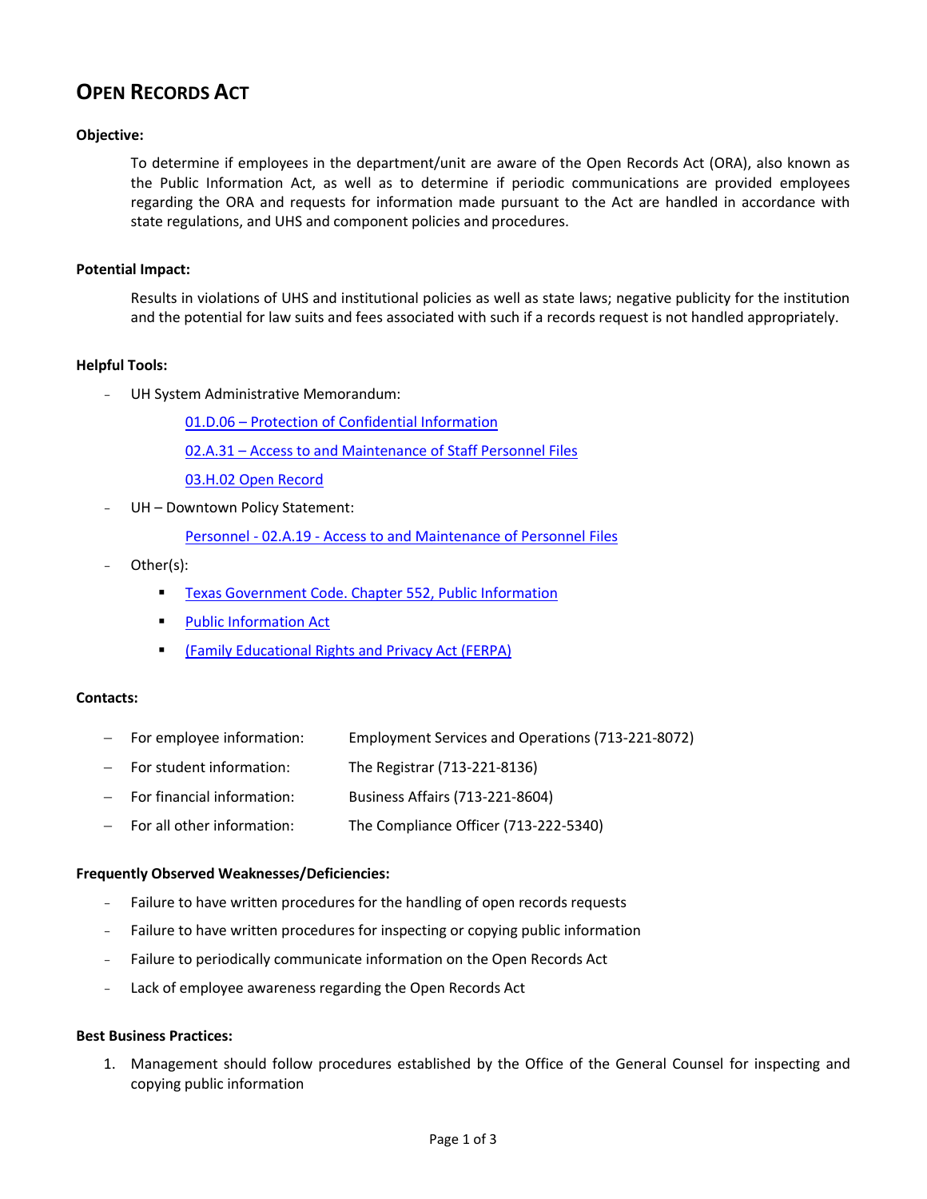# Open Records Act

**Objective:**

To determine if employees in the department/unit are aware of the Open Records Act (ORA), also known as the Public Information Act, as well as to determine if periodic communications are provided employees regarding the ORA and requests for information made pursuant to the Act are handled in accordance with state regulations, and UHS and component policies and procedures.

**Potential Impact:**

Results in violations of UHS and institutional policies as well as state laws; negative publicity for the institution and the potential for law suits and fees associated with such if a records request is not handled appropriately.

**Helpful Tools:**

- UH System Administrative Memorandum:
  - 01.D.06 – Protection of Confidential Information
  - 02.A.31 – Access to and Maintenance of Staff Personnel Files
  - 03.H.02 Open Record
- UH – Downtown Policy Statement:
  - Personnel - 02.A.19 - Access to and Maintenance of Personnel Files
- Other(s):
  - Texas Government Code. Chapter 552, Public Information
  - Public Information Act
  - (Family Educational Rights and Privacy Act (FERPA)

**Contacts:**

- For employee information: Employment Services and Operations (713-221-8072)
- For student information: The Registrar (713-221-8136)
- For financial information: Business Affairs (713-221-8604)
- For all other information: The Compliance Officer (713-222-5340)

**Frequently Observed Weaknesses/Deficiencies:**

- Failure to have written procedures for the handling of open records requests
- Failure to have written procedures for inspecting or copying public information
- Failure to periodically communicate information on the Open Records Act
- Lack of employee awareness regarding the Open Records Act

**Best Business Practices:**

1. Management should follow procedures established by the Office of the General Counsel for inspecting and copying public information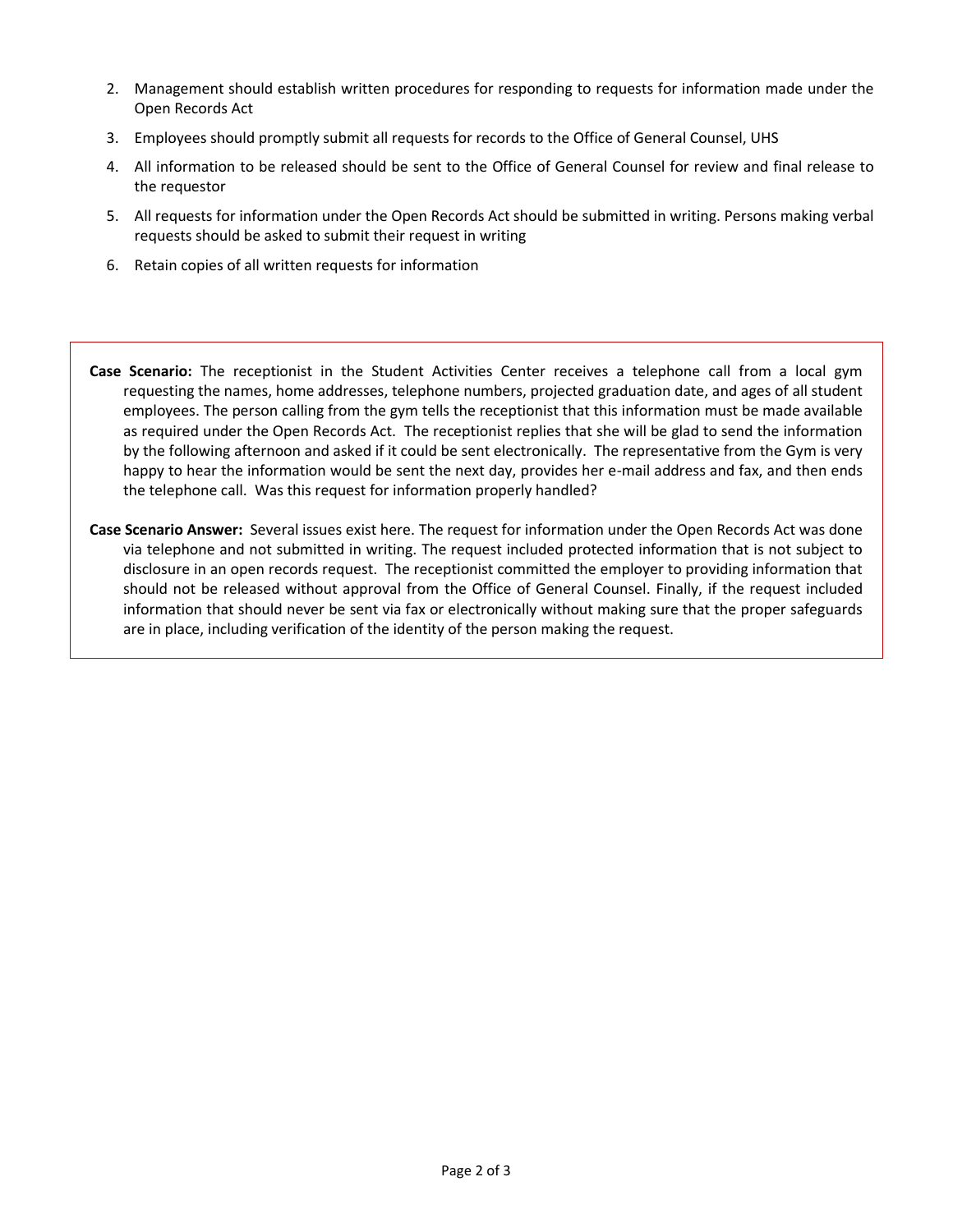2. Management should establish written procedures for responding to requests for information made under the Open Records Act
3. Employees should promptly submit all requests for records to the Office of General Counsel, UHS
4. All information to be released should be sent to the Office of General Counsel for review and final release to the requestor
5. All requests for information under the Open Records Act should be submitted in writing. Persons making verbal requests should be asked to submit their request in writing
6. Retain copies of all written requests for information

**Case Scenario:** The receptionist in the Student Activities Center receives a telephone call from a local gym requesting the names, home addresses, telephone numbers, projected graduation date, and ages of all student employees. The person calling from the gym tells the receptionist that this information must be made available as required under the Open Records Act. The receptionist replies that she will be glad to send the information by the following afternoon and asked if it could be sent electronically. The representative from the Gym is very happy to hear the information would be sent the next day, provides her e-mail address and fax, and then ends the telephone call. Was this request for information properly handled?

**Case Scenario Answer:** Several issues exist here. The request for information under the Open Records Act was done via telephone and not submitted in writing. The request included protected information that is not subject to disclosure in an open records request. The receptionist committed the employer to providing information that should not be released without approval from the Office of General Counsel. Finally, if the request included information that should never be sent via fax or electronically without making sure that the proper safeguards are in place, including verification of the identity of the person making the request.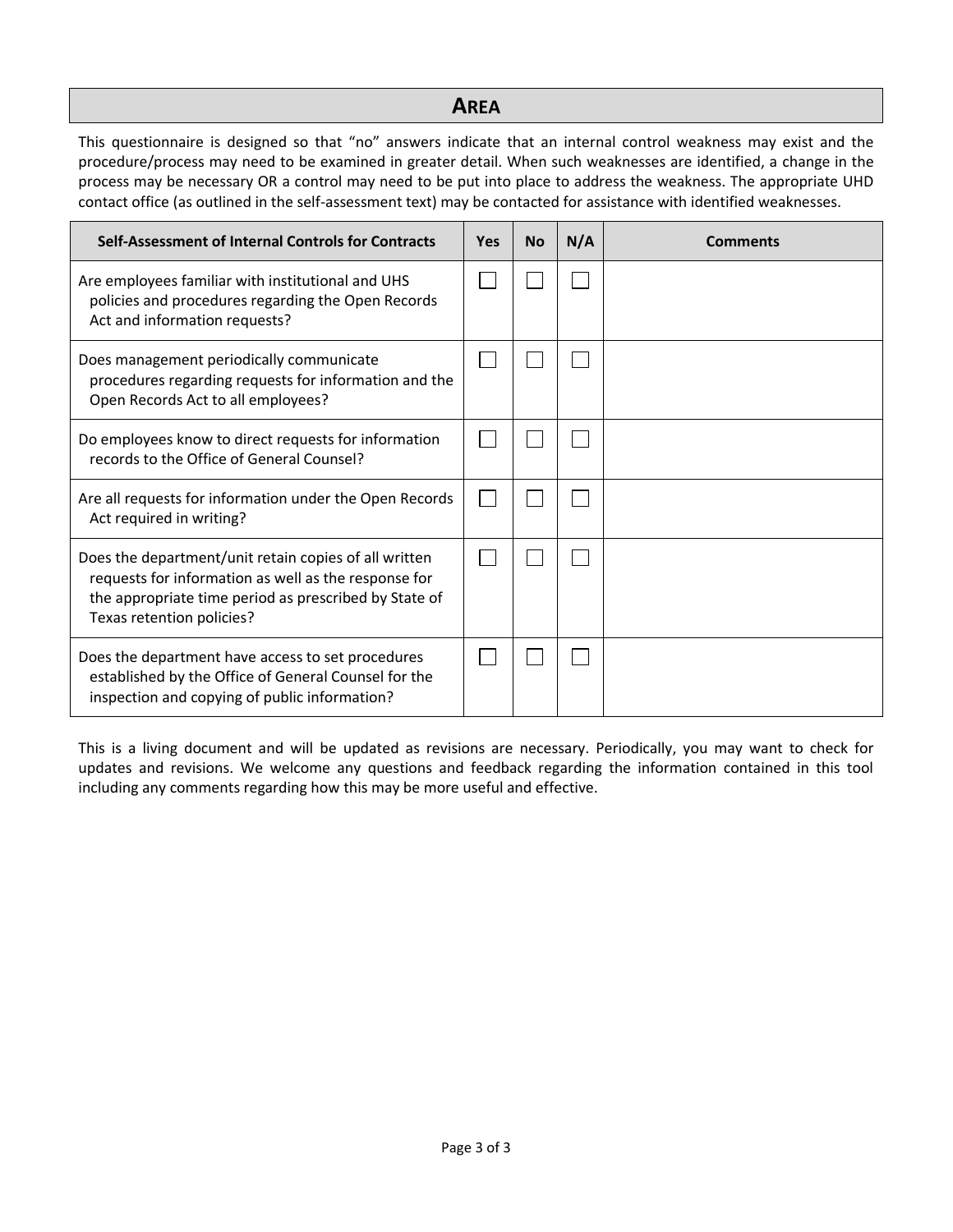## AREA

This questionnaire is designed so that "no" answers indicate that an internal control weakness may exist and the procedure/process may need to be examined in greater detail. When such weaknesses are identified, a change in the process may be necessary OR a control may need to be put into place to address the weakness. The appropriate UHD contact office (as outlined in the self-assessment text) may be contacted for assistance with identified weaknesses.

| Self-Assessment of Internal Controls for Contracts | Yes | No | N/A | Comments |
|---|---|---|---|---|
| Are employees familiar with institutional and UHS policies and procedures regarding the Open Records Act and information requests? | ☐ | ☐ | ☐ | |
| Does management periodically communicate procedures regarding requests for information and the Open Records Act to all employees? | ☐ | ☐ | ☐ | |
| Do employees know to direct requests for information records to the Office of General Counsel? | ☐ | ☐ | ☐ | |
| Are all requests for information under the Open Records Act required in writing? | ☐ | ☐ | ☐ | |
| Does the department/unit retain copies of all written requests for information as well as the response for the appropriate time period as prescribed by State of Texas retention policies? | ☐ | ☐ | ☐ | |
| Does the department have access to set procedures established by the Office of General Counsel for the inspection and copying of public information? | ☐ | ☐ | ☐ | |

This is a living document and will be updated as revisions are necessary. Periodically, you may want to check for updates and revisions. We welcome any questions and feedback regarding the information contained in this tool including any comments regarding how this may be more useful and effective.